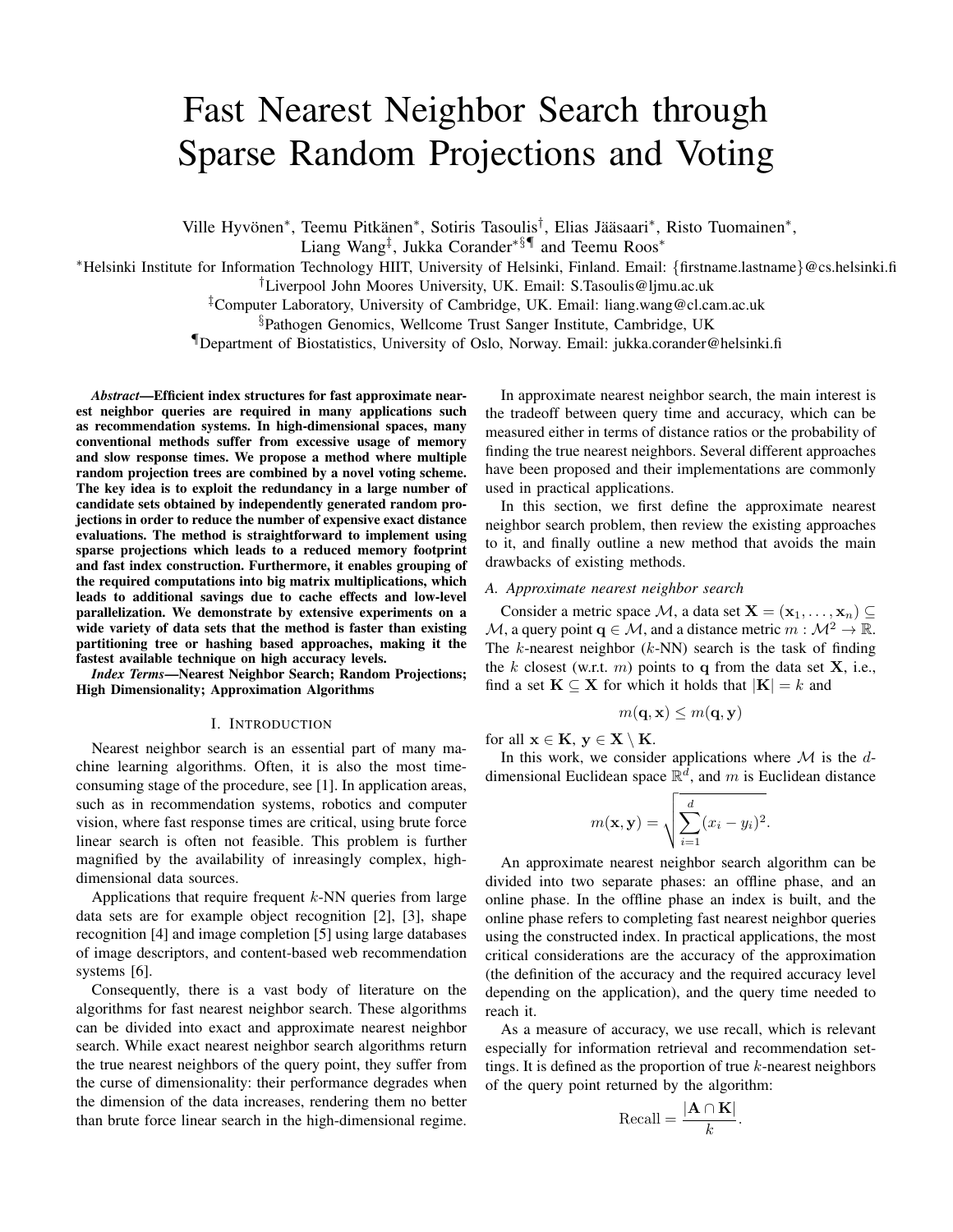# Fast Nearest Neighbor Search through Sparse Random Projections and Voting

Ville Hyvönen*, Teemu Pitkänen*, Sotiris Tasoulis†, Elias Jääsaari*, Risto Tuomainen*,
Liang Wang‡, Jukka Corander*§¶ and Teemu Roos*

*Helsinki Institute for Information Technology HIIT, University of Helsinki, Finland. Email: {firstname.lastname}@cs.helsinki.fi
†Liverpool John Moores University, UK. Email: S.Tasoulis@ljmu.ac.uk
‡Computer Laboratory, University of Cambridge, UK. Email: liang.wang@cl.cam.ac.uk
§Pathogen Genomics, Wellcome Trust Sanger Institute, Cambridge, UK
¶Department of Biostatistics, University of Oslo, Norway. Email: jukka.corander@helsinki.fi

***Abstract*—Efficient index structures for fast approximate nearest neighbor queries are required in many applications such as recommendation systems. In high-dimensional spaces, many conventional methods suffer from excessive usage of memory and slow response times. We propose a method where multiple random projection trees are combined by a novel voting scheme. The key idea is to exploit the redundancy in a large number of candidate sets obtained by independently generated random projections in order to reduce the number of expensive exact distance evaluations. The method is straightforward to implement using sparse projections which leads to a reduced memory footprint and fast index construction. Furthermore, it enables grouping of the required computations into big matrix multiplications, which leads to additional savings due to cache effects and low-level parallelization. We demonstrate by extensive experiments on a wide variety of data sets that the method is faster than existing partitioning tree or hashing based approaches, making it the fastest available technique on high accuracy levels.**

***Index Terms*—Nearest Neighbor Search; Random Projections; High Dimensionality; Approximation Algorithms**

## I. Introduction

Nearest neighbor search is an essential part of many machine learning algorithms. Often, it is also the most time-consuming stage of the procedure, see [1]. In application areas, such as in recommendation systems, robotics and computer vision, where fast response times are critical, using brute force linear search is often not feasible. This problem is further magnified by the availability of inreasingly complex, high-dimensional data sources.

Applications that require frequent $k$-NN queries from large data sets are for example object recognition [2], [3], shape recognition [4] and image completion [5] using large databases of image descriptors, and content-based web recommendation systems [6].

Consequently, there is a vast body of literature on the algorithms for fast nearest neighbor search. These algorithms can be divided into exact and approximate nearest neighbor search. While exact nearest neighbor search algorithms return the true nearest neighbors of the query point, they suffer from the curse of dimensionality: their performance degrades when the dimension of the data increases, rendering them no better than brute force linear search in the high-dimensional regime.

In approximate nearest neighbor search, the main interest is the tradeoff between query time and accuracy, which can be measured either in terms of distance ratios or the probability of finding the true nearest neighbors. Several different approaches have been proposed and their implementations are commonly used in practical applications.

In this section, we first define the approximate nearest neighbor search problem, then review the existing approaches to it, and finally outline a new method that avoids the main drawbacks of existing methods.

### *A. Approximate nearest neighbor search*

Consider a metric space $\mathcal{M}$, a data set $\mathbf{X} = (\mathbf{x}_1, \ldots, \mathbf{x}_n) \subseteq \mathcal{M}$, a query point $\mathbf{q} \in \mathcal{M}$, and a distance metric $m : \mathcal{M}^2 \to \mathbb{R}$. The $k$-nearest neighbor ($k$-NN) search is the task of finding the $k$ closest (w.r.t. $m$) points to $\mathbf{q}$ from the data set $\mathbf{X}$, i.e., find a set $\mathbf{K} \subseteq \mathbf{X}$ for which it holds that $|\mathbf{K}| = k$ and

$$m(\mathbf{q}, \mathbf{x}) \leq m(\mathbf{q}, \mathbf{y})$$

for all $\mathbf{x} \in \mathbf{K}$, $\mathbf{y} \in \mathbf{X} \setminus \mathbf{K}$.

In this work, we consider applications where $\mathcal{M}$ is the $d$-dimensional Euclidean space $\mathbb{R}^d$, and $m$ is Euclidean distance

$$m(\mathbf{x}, \mathbf{y}) = \sqrt{\sum_{i=1}^{d} (x_i - y_i)^2}.$$

An approximate nearest neighbor search algorithm can be divided into two separate phases: an offline phase, and an online phase. In the offline phase an index is built, and the online phase refers to completing fast nearest neighbor queries using the constructed index. In practical applications, the most critical considerations are the accuracy of the approximation (the definition of the accuracy and the required accuracy level depending on the application), and the query time needed to reach it.

As a measure of accuracy, we use recall, which is relevant especially for information retrieval and recommendation settings. It is defined as the proportion of true $k$-nearest neighbors of the query point returned by the algorithm:

$$\text{Recall} = \frac{|\mathbf{A} \cap \mathbf{K}|}{k}.$$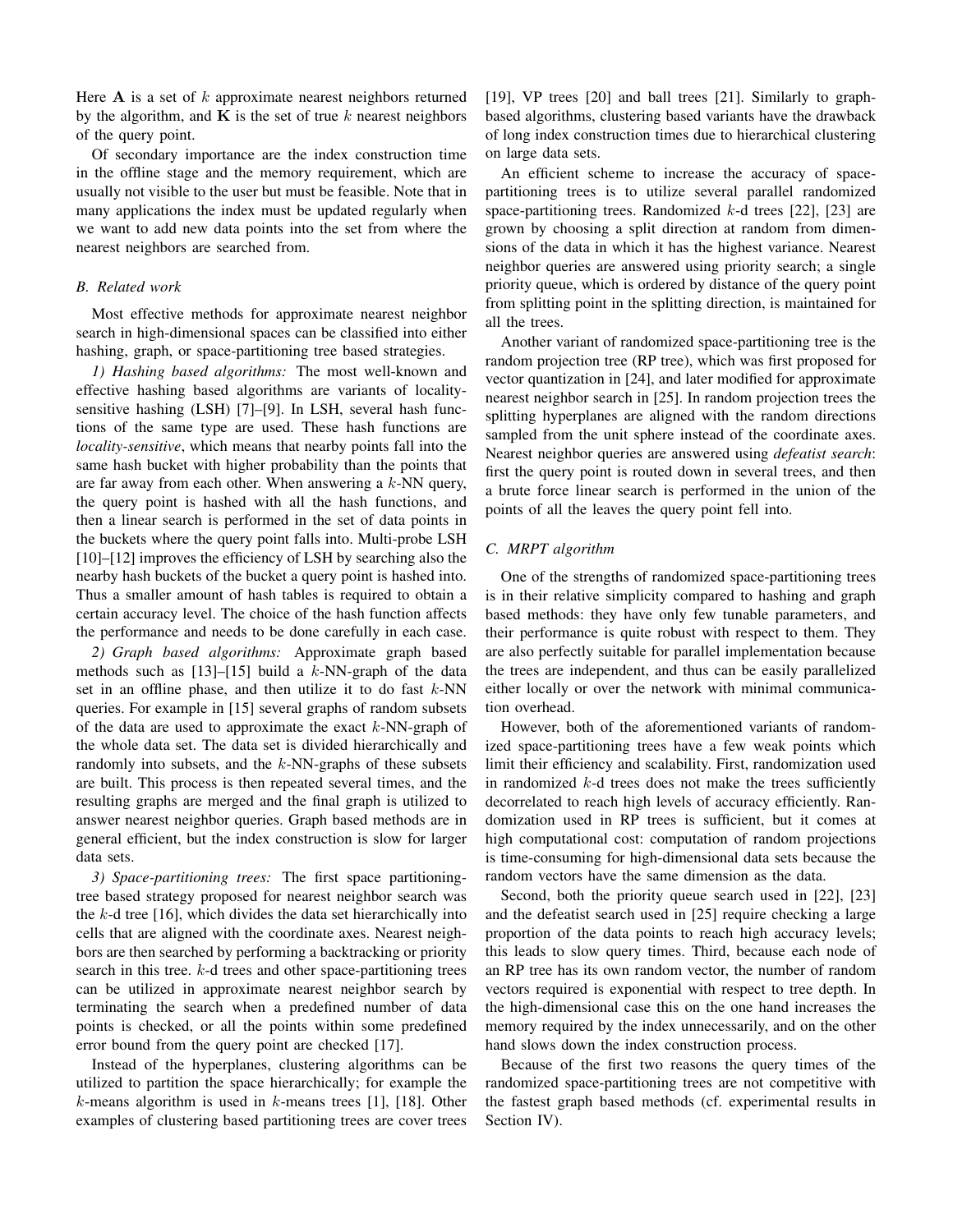Here $\mathbf{A}$ is a set of $k$ approximate nearest neighbors returned by the algorithm, and $\mathbf{K}$ is the set of true $k$ nearest neighbors of the query point.

Of secondary importance are the index construction time in the offline stage and the memory requirement, which are usually not visible to the user but must be feasible. Note that in many applications the index must be updated regularly when we want to add new data points into the set from where the nearest neighbors are searched from.

### B. Related work

Most effective methods for approximate nearest neighbor search in high-dimensional spaces can be classified into either hashing, graph, or space-partitioning tree based strategies.

*1) Hashing based algorithms:* The most well-known and effective hashing based algorithms are variants of locality-sensitive hashing (LSH) [7]–[9]. In LSH, several hash functions of the same type are used. These hash functions are *locality-sensitive*, which means that nearby points fall into the same hash bucket with higher probability than the points that are far away from each other. When answering a $k$-NN query, the query point is hashed with all the hash functions, and then a linear search is performed in the set of data points in the buckets where the query point falls into. Multi-probe LSH [10]–[12] improves the efficiency of LSH by searching also the nearby hash buckets of the bucket a query point is hashed into. Thus a smaller amount of hash tables is required to obtain a certain accuracy level. The choice of the hash function affects the performance and needs to be done carefully in each case.

*2) Graph based algorithms:* Approximate graph based methods such as [13]–[15] build a $k$-NN-graph of the data set in an offline phase, and then utilize it to do fast $k$-NN queries. For example in [15] several graphs of random subsets of the data are used to approximate the exact $k$-NN-graph of the whole data set. The data set is divided hierarchically and randomly into subsets, and the $k$-NN-graphs of these subsets are built. This process is then repeated several times, and the resulting graphs are merged and the final graph is utilized to answer nearest neighbor queries. Graph based methods are in general efficient, but the index construction is slow for larger data sets.

*3) Space-partitioning trees:* The first space partitioning-tree based strategy proposed for nearest neighbor search was the $k$-d tree [16], which divides the data set hierarchically into cells that are aligned with the coordinate axes. Nearest neighbors are then searched by performing a backtracking or priority search in this tree. $k$-d trees and other space-partitioning trees can be utilized in approximate nearest neighbor search by terminating the search when a predefined number of data points is checked, or all the points within some predefined error bound from the query point are checked [17].

Instead of the hyperplanes, clustering algorithms can be utilized to partition the space hierarchically; for example the $k$-means algorithm is used in $k$-means trees [1], [18]. Other examples of clustering based partitioning trees are cover trees [19], VP trees [20] and ball trees [21]. Similarly to graph-based algorithms, clustering based variants have the drawback of long index construction times due to hierarchical clustering on large data sets.

An efficient scheme to increase the accuracy of space-partitioning trees is to utilize several parallel randomized space-partitioning trees. Randomized $k$-d trees [22], [23] are grown by choosing a split direction at random from dimensions of the data in which it has the highest variance. Nearest neighbor queries are answered using priority search; a single priority queue, which is ordered by distance of the query point from splitting point in the splitting direction, is maintained for all the trees.

Another variant of randomized space-partitioning tree is the random projection tree (RP tree), which was first proposed for vector quantization in [24], and later modified for approximate nearest neighbor search in [25]. In random projection trees the splitting hyperplanes are aligned with the random directions sampled from the unit sphere instead of the coordinate axes. Nearest neighbor queries are answered using *defeatist search*: first the query point is routed down in several trees, and then a brute force linear search is performed in the union of the points of all the leaves the query point fell into.

### C. MRPT algorithm

One of the strengths of randomized space-partitioning trees is in their relative simplicity compared to hashing and graph based methods: they have only few tunable parameters, and their performance is quite robust with respect to them. They are also perfectly suitable for parallel implementation because the trees are independent, and thus can be easily parallelized either locally or over the network with minimal communication overhead.

However, both of the aforementioned variants of randomized space-partitioning trees have a few weak points which limit their efficiency and scalability. First, randomization used in randomized $k$-d trees does not make the trees sufficiently decorrelated to reach high levels of accuracy efficiently. Randomization used in RP trees is sufficient, but it comes at high computational cost: computation of random projections is time-consuming for high-dimensional data sets because the random vectors have the same dimension as the data.

Second, both the priority queue search used in [22], [23] and the defeatist search used in [25] require checking a large proportion of the data points to reach high accuracy levels; this leads to slow query times. Third, because each node of an RP tree has its own random vector, the number of random vectors required is exponential with respect to tree depth. In the high-dimensional case this on the one hand increases the memory required by the index unnecessarily, and on the other hand slows down the index construction process.

Because of the first two reasons the query times of the randomized space-partitioning trees are not competitive with the fastest graph based methods (cf. experimental results in Section IV).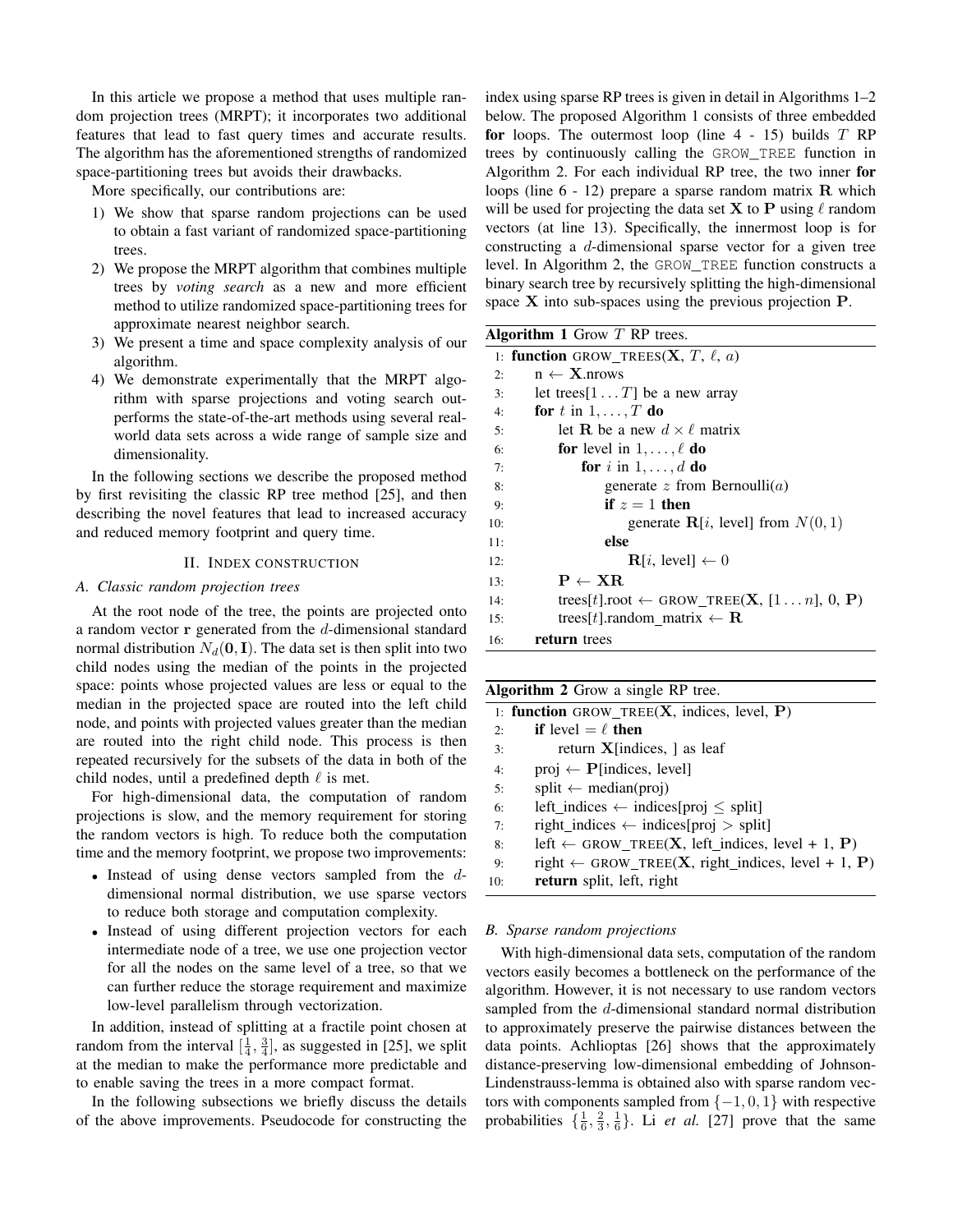In this article we propose a method that uses multiple random projection trees (MRPT); it incorporates two additional features that lead to fast query times and accurate results. The algorithm has the aforementioned strengths of randomized space-partitioning trees but avoids their drawbacks.

More specifically, our contributions are:

1) We show that sparse random projections can be used to obtain a fast variant of randomized space-partitioning trees.
2) We propose the MRPT algorithm that combines multiple trees by *voting search* as a new and more efficient method to utilize randomized space-partitioning trees for approximate nearest neighbor search.
3) We present a time and space complexity analysis of our algorithm.
4) We demonstrate experimentally that the MRPT algorithm with sparse projections and voting search outperforms the state-of-the-art methods using several real-world data sets across a wide range of sample size and dimensionality.

In the following sections we describe the proposed method by first revisiting the classic RP tree method [25], and then describing the novel features that lead to increased accuracy and reduced memory footprint and query time.

## II. Index construction

### A. Classic random projection trees

At the root node of the tree, the points are projected onto a random vector $\mathbf{r}$ generated from the $d$-dimensional standard normal distribution $N_d(\mathbf{0}, \mathbf{I})$. The data set is then split into two child nodes using the median of the points in the projected space: points whose projected values are less or equal to the median in the projected space are routed into the left child node, and points with projected values greater than the median are routed into the right child node. This process is then repeated recursively for the subsets of the data in both of the child nodes, until a predefined depth $\ell$ is met.

For high-dimensional data, the computation of random projections is slow, and the memory requirement for storing the random vectors is high. To reduce both the computation time and the memory footprint, we propose two improvements:

- Instead of using dense vectors sampled from the $d$-dimensional normal distribution, we use sparse vectors to reduce both storage and computation complexity.
- Instead of using different projection vectors for each intermediate node of a tree, we use one projection vector for all the nodes on the same level of a tree, so that we can further reduce the storage requirement and maximize low-level parallelism through vectorization.

In addition, instead of splitting at a fractile point chosen at random from the interval $[\frac{1}{4}, \frac{3}{4}]$, as suggested in [25], we split at the median to make the performance more predictable and to enable saving the trees in a more compact format.

In the following subsections we briefly discuss the details of the above improvements. Pseudocode for constructing the index using sparse RP trees is given in detail in Algorithms 1–2 below. The proposed Algorithm 1 consists of three embedded **for** loops. The outermost loop (line 4 - 15) builds $T$ RP trees by continuously calling the `GROW_TREE` function in Algorithm 2. For each individual RP tree, the two inner **for** loops (line 6 - 12) prepare a sparse random matrix $\mathbf{R}$ which will be used for projecting the data set $\mathbf{X}$ to $\mathbf{P}$ using $\ell$ random vectors (at line 13). Specifically, the innermost loop is for constructing a $d$-dimensional sparse vector for a given tree level. In Algorithm 2, the `GROW_TREE` function constructs a binary search tree by recursively splitting the high-dimensional space $\mathbf{X}$ into sub-spaces using the previous projection $\mathbf{P}$.

**Algorithm 1** Grow $T$ RP trees.

```
1:  function GROW_TREES(X, T, ℓ, a)
2:      n ← X.nrows
3:      let trees[1...T] be a new array
4:      for t in 1,...,T do
5:          let R be a new d × ℓ matrix
6:          for level in 1,...,ℓ do
7:              for i in 1,...,d do
8:                  generate z from Bernoulli(a)
9:                  if z = 1 then
10:                     generate R[i, level] from N(0,1)
11:                 else
12:                     R[i, level] ← 0
13:         P ← XR
14:         trees[t].root ← GROW_TREE(X, [1...n], 0, P)
15:         trees[t].random_matrix ← R
16:     return trees
```

**Algorithm 2** Grow a single RP tree.

```
1:  function GROW_TREE(X, indices, level, P)
2:      if level = ℓ then
3:          return X[indices, ] as leaf
4:      proj ← P[indices, level]
5:      split ← median(proj)
6:      left_indices ← indices[proj ≤ split]
7:      right_indices ← indices[proj > split]
8:      left ← GROW_TREE(X, left_indices, level + 1, P)
9:      right ← GROW_TREE(X, right_indices, level + 1, P)
10:     return split, left, right
```

### B. Sparse random projections

With high-dimensional data sets, computation of the random vectors easily becomes a bottleneck on the performance of the algorithm. However, it is not necessary to use random vectors sampled from the $d$-dimensional standard normal distribution to approximately preserve the pairwise distances between the data points. Achlioptas [26] shows that the approximately distance-preserving low-dimensional embedding of Johnson-Lindenstrauss-lemma is obtained also with sparse random vectors with components sampled from $\{-1, 0, 1\}$ with respective probabilities $\{\frac{1}{6}, \frac{2}{3}, \frac{1}{6}\}$. Li *et al.* [27] prove that the same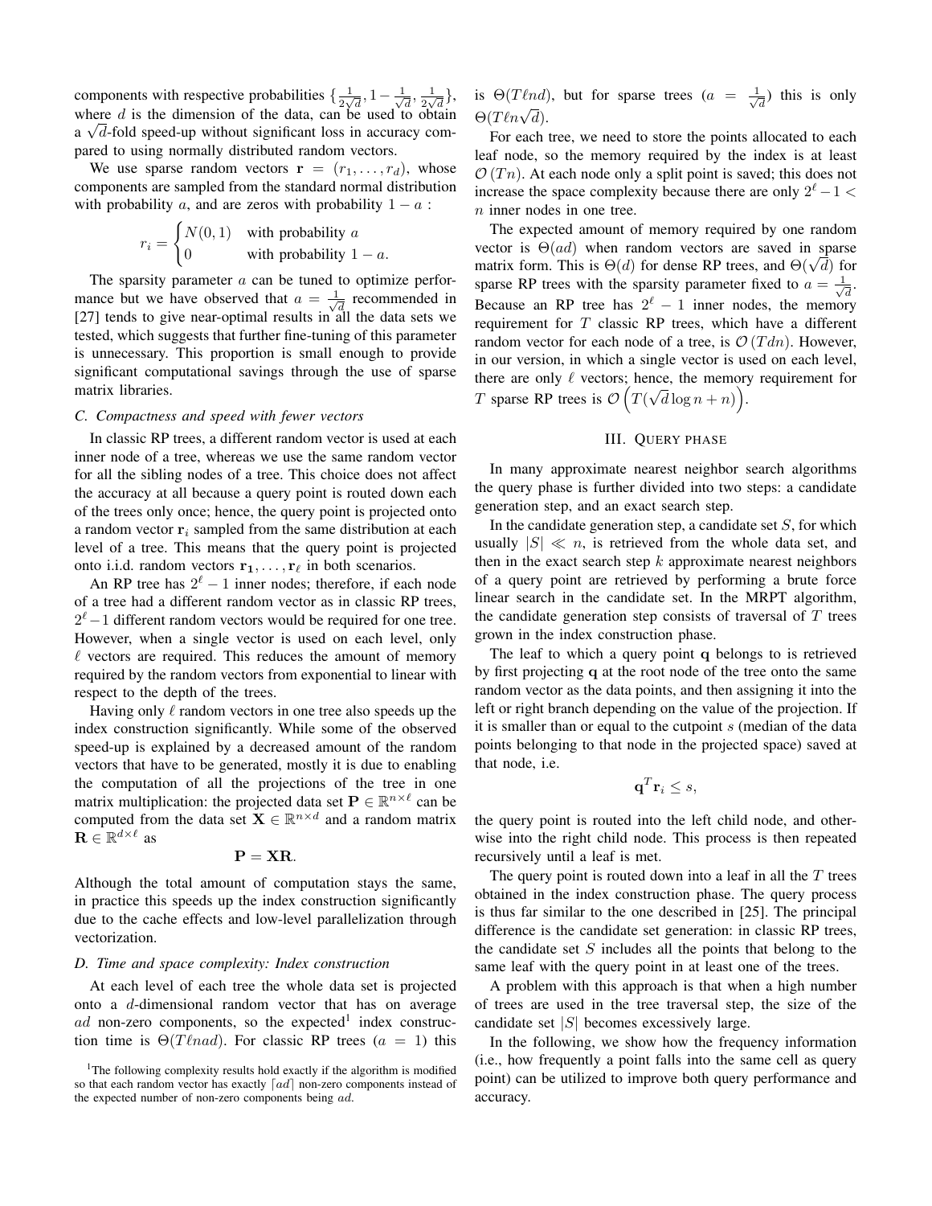components with respective probabilities $\{\frac{1}{2\sqrt{d}}, 1-\frac{1}{\sqrt{d}}, \frac{1}{2\sqrt{d}}\}$, where $d$ is the dimension of the data, can be used to obtain a $\sqrt{d}$-fold speed-up without significant loss in accuracy compared to using normally distributed random vectors.

We use sparse random vectors $\mathbf{r} = (r_1, \ldots, r_d)$, whose components are sampled from the standard normal distribution with probability $a$, and are zeros with probability $1 - a$ :

$$r_i = \begin{cases} N(0,1) & \text{with probability } a \\ 0 & \text{with probability } 1-a. \end{cases}$$

The sparsity parameter $a$ can be tuned to optimize performance but we have observed that $a = \frac{1}{\sqrt{d}}$ recommended in [27] tends to give near-optimal results in all the data sets we tested, which suggests that further fine-tuning of this parameter is unnecessary. This proportion is small enough to provide significant computational savings through the use of sparse matrix libraries.

### C. Compactness and speed with fewer vectors

In classic RP trees, a different random vector is used at each inner node of a tree, whereas we use the same random vector for all the sibling nodes of a tree. This choice does not affect the accuracy at all because a query point is routed down each of the trees only once; hence, the query point is projected onto a random vector $\mathbf{r}_i$ sampled from the same distribution at each level of a tree. This means that the query point is projected onto i.i.d. random vectors $\mathbf{r_1}, \ldots, \mathbf{r}_\ell$ in both scenarios.

An RP tree has $2^\ell - 1$ inner nodes; therefore, if each node of a tree had a different random vector as in classic RP trees, $2^\ell - 1$ different random vectors would be required for one tree. However, when a single vector is used on each level, only $\ell$ vectors are required. This reduces the amount of memory required by the random vectors from exponential to linear with respect to the depth of the trees.

Having only $\ell$ random vectors in one tree also speeds up the index construction significantly. While some of the observed speed-up is explained by a decreased amount of the random vectors that have to be generated, mostly it is due to enabling the computation of all the projections of the tree in one matrix multiplication: the projected data set $\mathbf{P} \in \mathbb{R}^{n \times \ell}$ can be computed from the data set $\mathbf{X} \in \mathbb{R}^{n \times d}$ and a random matrix $\mathbf{R} \in \mathbb{R}^{d \times \ell}$ as

$$\mathbf{P} = \mathbf{X}\mathbf{R}.$$

Although the total amount of computation stays the same, in practice this speeds up the index construction significantly due to the cache effects and low-level parallelization through vectorization.

### D. Time and space complexity: Index construction

At each level of each tree the whole data set is projected onto a $d$-dimensional random vector that has on average $ad$ non-zero components, so the expected[1] index construction time is $\Theta(T\ell nad)$. For classic RP trees ($a = 1$) this is $\Theta(T\ell nd)$, but for sparse trees ($a = \frac{1}{\sqrt{d}}$) this is only $\Theta(T\ell n\sqrt{d})$.

For each tree, we need to store the points allocated to each leaf node, so the memory required by the index is at least $\mathcal{O}(Tn)$. At each node only a split point is saved; this does not increase the space complexity because there are only $2^\ell - 1 < n$ inner nodes in one tree.

The expected amount of memory required by one random vector is $\Theta(ad)$ when random vectors are saved in sparse matrix form. This is $\Theta(d)$ for dense RP trees, and $\Theta(\sqrt{d})$ for sparse RP trees with the sparsity parameter fixed to $a = \frac{1}{\sqrt{d}}$. Because an RP tree has $2^\ell - 1$ inner nodes, the memory requirement for $T$ classic RP trees, which have a different random vector for each node of a tree, is $\mathcal{O}(Tdn)$. However, in our version, in which a single vector is used on each level, there are only $\ell$ vectors; hence, the memory requirement for $T$ sparse RP trees is $\mathcal{O}\left(T(\sqrt{d}\log n + n)\right)$.

[1] The following complexity results hold exactly if the algorithm is modified so that each random vector has exactly $\lceil ad \rceil$ non-zero components instead of the expected number of non-zero components being $ad$.

## III. Query Phase

In many approximate nearest neighbor search algorithms the query phase is further divided into two steps: a candidate generation step, and an exact search step.

In the candidate generation step, a candidate set $S$, for which usually $|S| \ll n$, is retrieved from the whole data set, and then in the exact search step $k$ approximate nearest neighbors of a query point are retrieved by performing a brute force linear search in the candidate set. In the MRPT algorithm, the candidate generation step consists of traversal of $T$ trees grown in the index construction phase.

The leaf to which a query point $\mathbf{q}$ belongs to is retrieved by first projecting $\mathbf{q}$ at the root node of the tree onto the same random vector as the data points, and then assigning it into the left or right branch depending on the value of the projection. If it is smaller than or equal to the cutpoint $s$ (median of the data points belonging to that node in the projected space) saved at that node, i.e.

$$\mathbf{q}^T\mathbf{r}_i \leq s,$$

the query point is routed into the left child node, and otherwise into the right child node. This process is then repeated recursively until a leaf is met.

The query point is routed down into a leaf in all the $T$ trees obtained in the index construction phase. The query process is thus far similar to the one described in [25]. The principal difference is the candidate set generation: in classic RP trees, the candidate set $S$ includes all the points that belong to the same leaf with the query point in at least one of the trees.

A problem with this approach is that when a high number of trees are used in the tree traversal step, the size of the candidate set $|S|$ becomes excessively large.

In the following, we show how the frequency information (i.e., how frequently a point falls into the same cell as query point) can be utilized to improve both query performance and accuracy.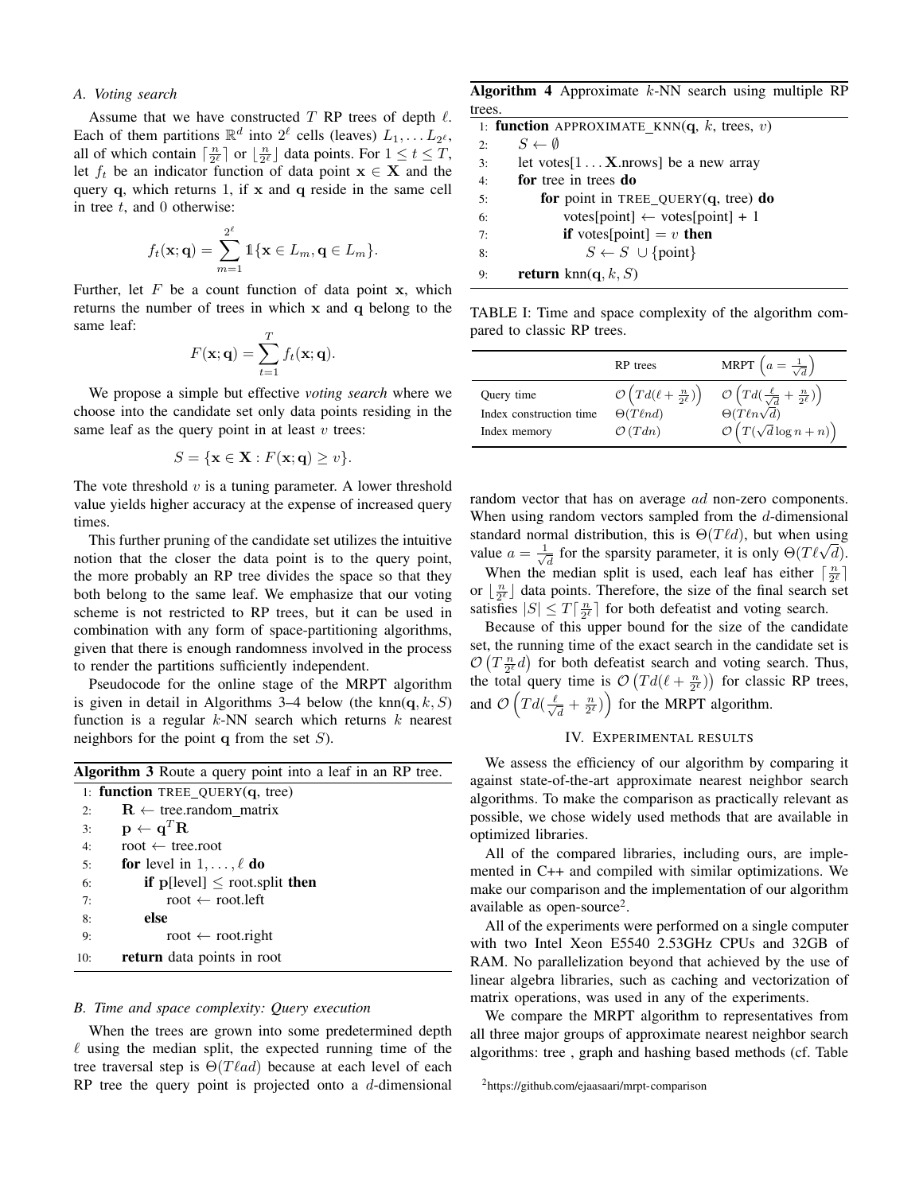### A. Voting search

Assume that we have constructed $T$ RP trees of depth $\ell$. Each of them partitions $\mathbb{R}^d$ into $2^\ell$ cells (leaves) $L_1, \ldots L_{2^\ell}$, all of which contain $\lceil \frac{n}{2^\ell} \rceil$ or $\lfloor \frac{n}{2^\ell} \rfloor$ data points. For $1 \leq t \leq T$, let $f_t$ be an indicator function of data point $\mathbf{x} \in \mathbf{X}$ and the query $\mathbf{q}$, which returns 1, if $\mathbf{x}$ and $\mathbf{q}$ reside in the same cell in tree $t$, and 0 otherwise:

$$f_t(\mathbf{x}; \mathbf{q}) = \sum_{m=1}^{2^\ell} \mathbb{1}\{\mathbf{x} \in L_m, \mathbf{q} \in L_m\}.$$

Further, let $F$ be a count function of data point $\mathbf{x}$, which returns the number of trees in which $\mathbf{x}$ and $\mathbf{q}$ belong to the same leaf:

$$F(\mathbf{x}; \mathbf{q}) = \sum_{t=1}^{T} f_t(\mathbf{x}; \mathbf{q}).$$

We propose a simple but effective *voting search* where we choose into the candidate set only data points residing in the same leaf as the query point in at least $v$ trees:

$$S = \{\mathbf{x} \in \mathbf{X} : F(\mathbf{x}; \mathbf{q}) \geq v\}.$$

The vote threshold $v$ is a tuning parameter. A lower threshold value yields higher accuracy at the expense of increased query times.

This further pruning of the candidate set utilizes the intuitive notion that the closer the data point is to the query point, the more probably an RP tree divides the space so that they both belong to the same leaf. We emphasize that our voting scheme is not restricted to RP trees, but it can be used in combination with any form of space-partitioning algorithms, given that there is enough randomness involved in the process to render the partitions sufficiently independent.

Pseudocode for the online stage of the MRPT algorithm is given in detail in Algorithms 3–4 below (the knn($\mathbf{q}, k, S$) function is a regular $k$-NN search which returns $k$ nearest neighbors for the point $\mathbf{q}$ from the set $S$).

**Algorithm 3** Route a query point into a leaf in an RP tree.

```
1:  function TREE_QUERY(q, tree)
2:      R ← tree.random_matrix
3:      p ← q^T R
4:      root ← tree.root
5:      for level in 1, ..., ℓ do
6:          if p[level] ≤ root.split then
7:              root ← root.left
8:          else
9:              root ← root.right
10:     return data points in root
```

### B. Time and space complexity: Query execution

When the trees are grown into some predetermined depth $\ell$ using the median split, the expected running time of the tree traversal step is $\Theta(T\ell ad)$ because at each level of each RP tree the query point is projected onto a $d$-dimensional random vector that has on average $ad$ non-zero components. When using random vectors sampled from the $d$-dimensional standard normal distribution, this is $\Theta(T\ell d)$, but when using value $a = \frac{1}{\sqrt{d}}$ for the sparsity parameter, it is only $\Theta(T\ell\sqrt{d})$.

**Algorithm 4** Approximate $k$-NN search using multiple RP trees.

```
1: function APPROXIMATE_KNN(q, k, trees, v)
2:     S ← ∅
3:     let votes[1 ... X.nrows] be a new array
4:     for tree in trees do
5:         for point in TREE_QUERY(q, tree) do
6:             votes[point] ← votes[point] + 1
7:             if votes[point] = v then
8:                 S ← S ∪ {point}
9:     return knn(q, k, S)
```

TABLE I: Time and space complexity of the algorithm compared to classic RP trees.

| | RP trees | MRPT $\left(a = \frac{1}{\sqrt{d}}\right)$ |
|---|---|---|
| Query time | $\mathcal{O}\left(Td(\ell + \frac{n}{2^\ell})\right)$ | $\mathcal{O}\left(Td(\frac{\ell}{\sqrt{d}} + \frac{n}{2^\ell})\right)$ |
| Index construction time | $\Theta(T\ell nd)$ | $\Theta(T\ell n\sqrt{d})$ |
| Index memory | $\mathcal{O}(Tdn)$ | $\mathcal{O}\left(T(\sqrt{d}\log n + n)\right)$ |

When the median split is used, each leaf has either $\lceil \frac{n}{2^\ell} \rceil$ or $\lfloor \frac{n}{2^\ell} \rfloor$ data points. Therefore, the size of the final search set satisfies $|S| \leq T\lceil \frac{n}{2^\ell} \rceil$ for both defeatist and voting search.

Because of this upper bound for the size of the candidate set, the running time of the exact search in the candidate set is $\mathcal{O}\left(T\frac{n}{2^\ell}d\right)$ for both defeatist search and voting search. Thus, the total query time is $\mathcal{O}\left(Td(\ell + \frac{n}{2^\ell})\right)$ for classic RP trees, and $\mathcal{O}\left(Td(\frac{\ell}{\sqrt{d}} + \frac{n}{2^\ell})\right)$ for the MRPT algorithm.

## IV. Experimental results

We assess the efficiency of our algorithm by comparing it against state-of-the-art approximate nearest neighbor search algorithms. To make the comparison as practically relevant as possible, we chose widely used methods that are available in optimized libraries.

All of the compared libraries, including ours, are implemented in C++ and compiled with similar optimizations. We make our comparison and the implementation of our algorithm available as open-source[2].

All of the experiments were performed on a single computer with two Intel Xeon E5540 2.53GHz CPUs and 32GB of RAM. No parallelization beyond that achieved by the use of linear algebra libraries, such as caching and vectorization of matrix operations, was used in any of the experiments.

We compare the MRPT algorithm to representatives from all three major groups of approximate nearest neighbor search algorithms: tree , graph and hashing based methods (cf. Table

[2] https://github.com/ejaasaari/mrpt-comparison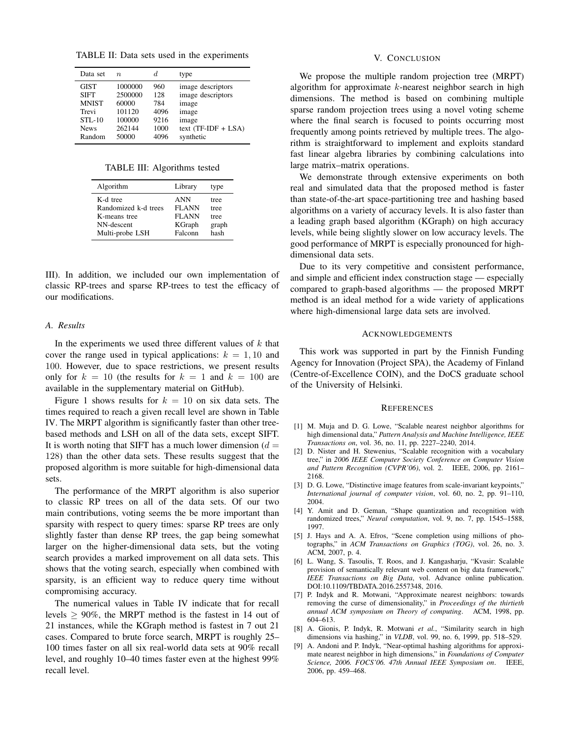TABLE II: Data sets used in the experiments

| Data set | $n$ | $d$ | type |
|---|---|---|---|
| GIST | 1000000 | 960 | image descriptors |
| SIFT | 2500000 | 128 | image descriptors |
| MNIST | 60000 | 784 | image |
| Trevi | 101120 | 4096 | image |
| STL-10 | 100000 | 9216 | image |
| News | 262144 | 1000 | text (TF-IDF + LSA) |
| Random | 50000 | 4096 | synthetic |

TABLE III: Algorithms tested

| Algorithm | Library | type |
|---|---|---|
| K-d tree | ANN | tree |
| Randomized k-d trees | FLANN | tree |
| K-means tree | FLANN | tree |
| NN-descent | KGraph | graph |
| Multi-probe LSH | Falconn | hash |

III). In addition, we included our own implementation of classic RP-trees and sparse RP-trees to test the efficacy of our modifications.

### A. Results

In the experiments we used three different values of $k$ that cover the range used in typical applications: $k = 1, 10$ and $100$. However, due to space restrictions, we present results only for $k = 10$ (the results for $k = 1$ and $k = 100$ are available in the supplementary material on GitHub).

Figure 1 shows results for $k = 10$ on six data sets. The times required to reach a given recall level are shown in Table IV. The MRPT algorithm is significantly faster than other tree-based methods and LSH on all of the data sets, except SIFT. It is worth noting that SIFT has a much lower dimension ($d = 128$) than the other data sets. These results suggest that the proposed algorithm is more suitable for high-dimensional data sets.

The performance of the MRPT algorithm is also superior to classic RP trees on all of the data sets. Of our two main contributions, voting seems the be more important than sparsity with respect to query times: sparse RP trees are only slightly faster than dense RP trees, the gap being somewhat larger on the higher-dimensional data sets, but the voting search provides a marked improvement on all data sets. This shows that the voting search, especially when combined with sparsity, is an efficient way to reduce query time without compromising accuracy.

The numerical values in Table IV indicate that for recall levels $\geq 90\%$, the MRPT method is the fastest in 14 out of 21 instances, while the KGraph method is fastest in 7 out 21 cases. Compared to brute force search, MRPT is roughly 25–100 times faster on all six real-world data sets at 90% recall level, and roughly 10–40 times faster even at the highest 99% recall level.

## V. Conclusion

We propose the multiple random projection tree (MRPT) algorithm for approximate $k$-nearest neighbor search in high dimensions. The method is based on combining multiple sparse random projection trees using a novel voting scheme where the final search is focused to points occurring most frequently among points retrieved by multiple trees. The algorithm is straightforward to implement and exploits standard fast linear algebra libraries by combining calculations into large matrix–matrix operations.

We demonstrate through extensive experiments on both real and simulated data that the proposed method is faster than state-of-the-art space-partitioning tree and hashing based algorithms on a variety of accuracy levels. It is also faster than a leading graph based algorithm (KGraph) on high accuracy levels, while being slightly slower on low accuracy levels. The good performance of MRPT is especially pronounced for high-dimensional data sets.

Due to its very competitive and consistent performance, and simple and efficient index construction stage — especially compared to graph-based algorithms — the proposed MRPT method is an ideal method for a wide variety of applications where high-dimensional large data sets are involved.

## Acknowledgements

This work was supported in part by the Finnish Funding Agency for Innovation (Project SPA), the Academy of Finland (Centre-of-Excellence COIN), and the DoCS graduate school of the University of Helsinki.

## References

[1] M. Muja and D. G. Lowe, "Scalable nearest neighbor algorithms for high dimensional data," *Pattern Analysis and Machine Intelligence, IEEE Transactions on*, vol. 36, no. 11, pp. 2227–2240, 2014.

[2] D. Nister and H. Stewenius, "Scalable recognition with a vocabulary tree," in *2006 IEEE Computer Society Conference on Computer Vision and Pattern Recognition (CVPR'06)*, vol. 2. IEEE, 2006, pp. 2161–2168.

[3] D. G. Lowe, "Distinctive image features from scale-invariant keypoints," *International journal of computer vision*, vol. 60, no. 2, pp. 91–110, 2004.

[4] Y. Amit and D. Geman, "Shape quantization and recognition with randomized trees," *Neural computation*, vol. 9, no. 7, pp. 1545–1588, 1997.

[5] J. Hays and A. A. Efros, "Scene completion using millions of photographs," in *ACM Transactions on Graphics (TOG)*, vol. 26, no. 3. ACM, 2007, p. 4.

[6] L. Wang, S. Tasoulis, T. Roos, and J. Kangasharju, "Kvasir: Scalable provision of semantically relevant web content on big data framework," *IEEE Transactions on Big Data*, vol. Advance online publication. DOI:10.1109/TBDATA.2016.2557348, 2016.

[7] P. Indyk and R. Motwani, "Approximate nearest neighbors: towards removing the curse of dimensionality," in *Proceedings of the thirtieth annual ACM symposium on Theory of computing*. ACM, 1998, pp. 604–613.

[8] A. Gionis, P. Indyk, R. Motwani *et al.*, "Similarity search in high dimensions via hashing," in *VLDB*, vol. 99, no. 6, 1999, pp. 518–529.

[9] A. Andoni and P. Indyk, "Near-optimal hashing algorithms for approximate nearest neighbor in high dimensions," in *Foundations of Computer Science, 2006. FOCS'06. 47th Annual IEEE Symposium on*. IEEE, 2006, pp. 459–468.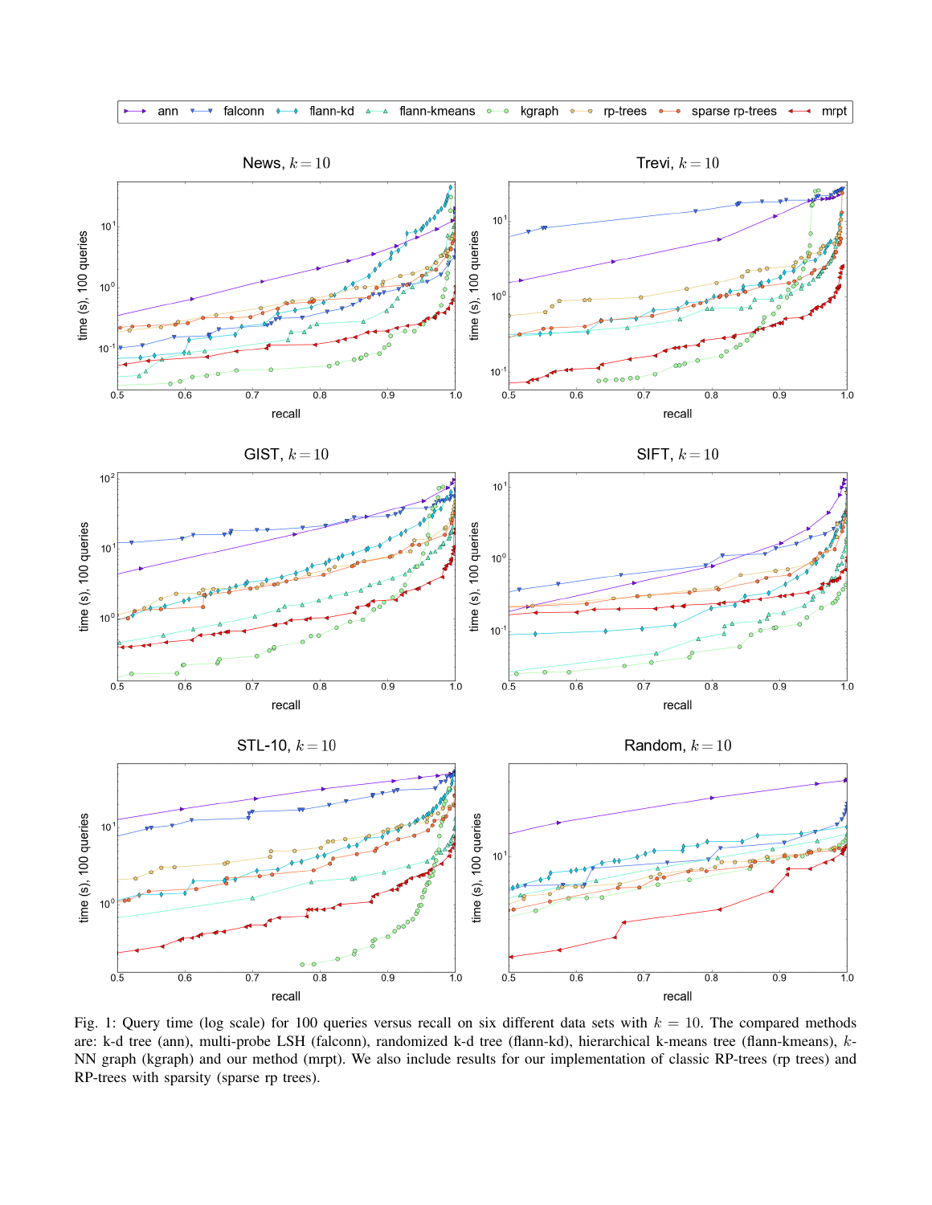Fig. 1: Query time (log scale) for 100 queries versus recall on six different data sets with $k = 10$. The compared methods are: k-d tree (ann), multi-probe LSH (falconn), randomized k-d tree (flann-kd), hierarchical k-means tree (flann-kmeans), $k$-NN graph (kgraph) and our method (mrpt). We also include results for our implementation of classic RP-trees (rp trees) and RP-trees with sparsity (sparse rp trees).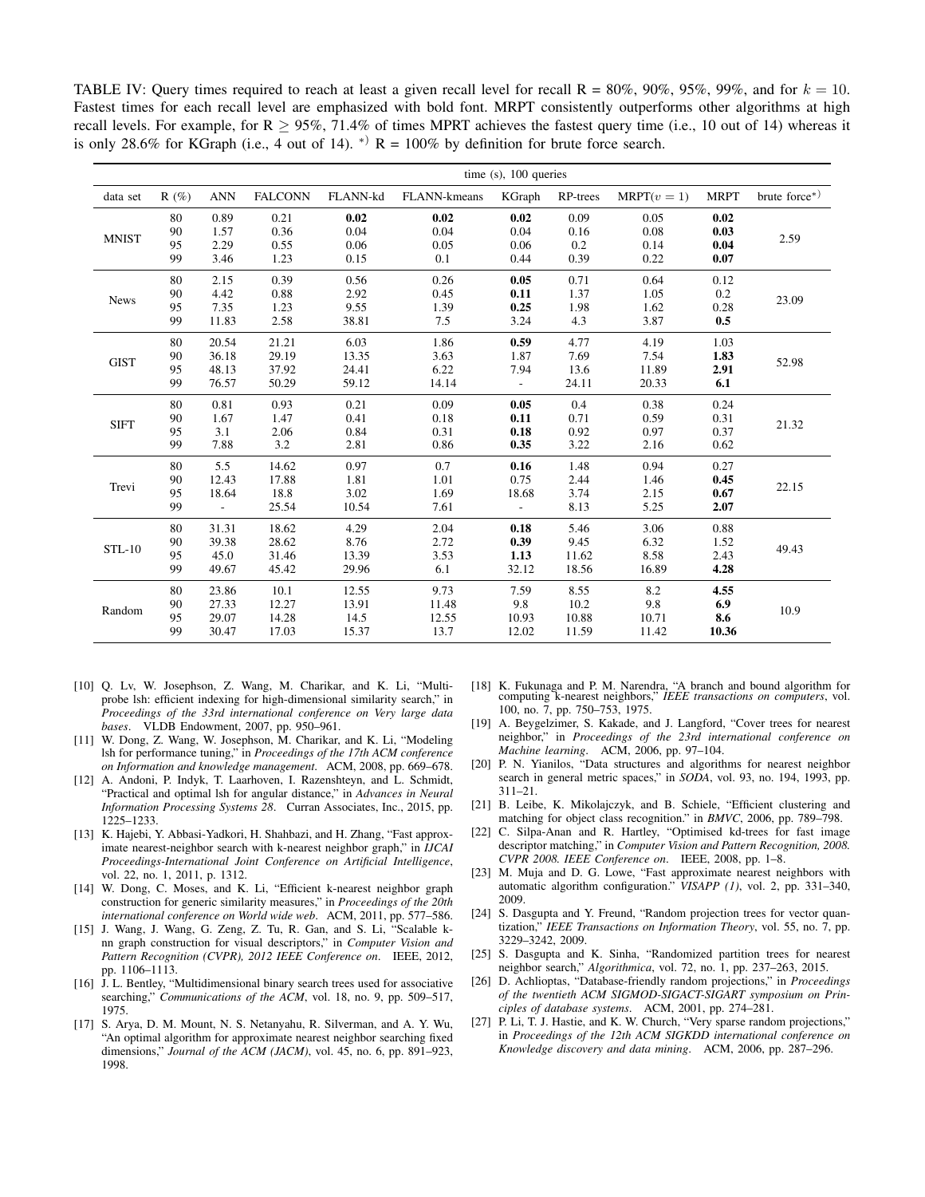TABLE IV: Query times required to reach at least a given recall level for recall R = 80%, 90%, 95%, 99%, and for $k = 10$. Fastest times for each recall level are emphasized with bold font. MRPT consistently outperforms other algorithms at high recall levels. For example, for R $\geq$ 95%, 71.4% of times MPRT achieves the fastest query time (i.e., 10 out of 14) whereas it is only 28.6% for KGraph (i.e., 4 out of 14). $^{*)}$ R = 100% by definition for brute force search.

| | | time (s), 100 queries | | | | | | | | |
|---|---|---|---|---|---|---|---|---|---|---|
| data set | R (%) | ANN | FALCONN | FLANN-kd | FLANN-kmeans | KGraph | RP-trees | MRPT($v = 1$) | MRPT | brute force$^{*)}$ |
| MNIST | 80 | 0.89 | 0.21 | **0.02** | **0.02** | **0.02** | 0.09 | 0.05 | **0.02** | 2.59 |
| | 90 | 1.57 | 0.36 | 0.04 | 0.04 | 0.04 | 0.16 | 0.08 | **0.03** | |
| | 95 | 2.29 | 0.55 | 0.06 | 0.05 | 0.06 | 0.2 | 0.14 | **0.04** | |
| | 99 | 3.46 | 1.23 | 0.15 | 0.1 | 0.44 | 0.39 | 0.22 | **0.07** | |
| News | 80 | 2.15 | 0.39 | 0.56 | 0.26 | **0.05** | 0.71 | 0.64 | 0.12 | 23.09 |
| | 90 | 4.42 | 0.88 | 2.92 | 0.45 | **0.11** | 1.37 | 1.05 | 0.2 | |
| | 95 | 7.35 | 1.23 | 9.55 | 1.39 | **0.25** | 1.98 | 1.62 | 0.28 | |
| | 99 | 11.83 | 2.58 | 38.81 | 7.5 | 3.24 | 4.3 | 3.87 | **0.5** | |
| GIST | 80 | 20.54 | 21.21 | 6.03 | 1.86 | **0.59** | 4.77 | 4.19 | 1.03 | 52.98 |
| | 90 | 36.18 | 29.19 | 13.35 | 3.63 | 1.87 | 7.69 | 7.54 | **1.83** | |
| | 95 | 48.13 | 37.92 | 24.41 | 6.22 | 7.94 | 13.6 | 11.89 | **2.91** | |
| | 99 | 76.57 | 50.29 | 59.12 | 14.14 | - | 24.11 | 20.33 | **6.1** | |
| SIFT | 80 | 0.81 | 0.93 | 0.21 | 0.09 | **0.05** | 0.4 | 0.38 | 0.24 | 21.32 |
| | 90 | 1.67 | 1.47 | 0.41 | 0.18 | **0.11** | 0.71 | 0.59 | 0.31 | |
| | 95 | 3.1 | 2.06 | 0.84 | 0.31 | **0.18** | 0.92 | 0.97 | 0.37 | |
| | 99 | 7.88 | 3.2 | 2.81 | 0.86 | **0.35** | 3.22 | 2.16 | 0.62 | |
| Trevi | 80 | 5.5 | 14.62 | 0.97 | 0.7 | **0.16** | 1.48 | 0.94 | 0.27 | 22.15 |
| | 90 | 12.43 | 17.88 | 1.81 | 1.01 | 0.75 | 2.44 | 1.46 | **0.45** | |
| | 95 | 18.64 | 18.8 | 3.02 | 1.69 | 18.68 | 3.74 | 2.15 | **0.67** | |
| | 99 | - | 25.54 | 10.54 | 7.61 | - | 8.13 | 5.25 | **2.07** | |
| STL-10 | 80 | 31.31 | 18.62 | 4.29 | 2.04 | **0.18** | 5.46 | 3.06 | 0.88 | 49.43 |
| | 90 | 39.38 | 28.62 | 8.76 | 2.72 | **0.39** | 9.45 | 6.32 | 1.52 | |
| | 95 | 45.0 | 31.46 | 13.39 | 3.53 | **1.13** | 11.62 | 8.58 | 2.43 | |
| | 99 | 49.67 | 45.42 | 29.96 | 6.1 | 32.12 | 18.56 | 16.89 | **4.28** | |
| Random | 80 | 23.86 | 10.1 | 12.55 | 9.73 | 7.59 | 8.55 | 8.2 | **4.55** | 10.9 |
| | 90 | 27.33 | 12.27 | 13.91 | 11.48 | 9.8 | 10.2 | 9.8 | **6.9** | |
| | 95 | 29.07 | 14.28 | 14.5 | 12.55 | 10.93 | 10.88 | 10.71 | **8.6** | |
| | 99 | 30.47 | 17.03 | 15.37 | 13.7 | 12.02 | 11.59 | 11.42 | **10.36** | |

[10] Q. Lv, W. Josephson, Z. Wang, M. Charikar, and K. Li, "Multi-probe lsh: efficient indexing for high-dimensional similarity search," in *Proceedings of the 33rd international conference on Very large data bases*. VLDB Endowment, 2007, pp. 950–961.

[11] W. Dong, Z. Wang, W. Josephson, M. Charikar, and K. Li, "Modeling lsh for performance tuning," in *Proceedings of the 17th ACM conference on Information and knowledge management*. ACM, 2008, pp. 669–678.

[12] A. Andoni, P. Indyk, T. Laarhoven, I. Razenshteyn, and L. Schmidt, "Practical and optimal lsh for angular distance," in *Advances in Neural Information Processing Systems 28*. Curran Associates, Inc., 2015, pp. 1225–1233.

[13] K. Hajebi, Y. Abbasi-Yadkori, H. Shahbazi, and H. Zhang, "Fast approximate nearest-neighbor search with k-nearest neighbor graph," in *IJCAI Proceedings-International Joint Conference on Artificial Intelligence*, vol. 22, no. 1, 2011, p. 1312.

[14] W. Dong, C. Moses, and K. Li, "Efficient k-nearest neighbor graph construction for generic similarity measures," in *Proceedings of the 20th international conference on World wide web*. ACM, 2011, pp. 577–586.

[15] J. Wang, J. Wang, G. Zeng, Z. Tu, R. Gan, and S. Li, "Scalable k-nn graph construction for visual descriptors," in *Computer Vision and Pattern Recognition (CVPR), 2012 IEEE Conference on*. IEEE, 2012, pp. 1106–1113.

[16] J. L. Bentley, "Multidimensional binary search trees used for associative searching," *Communications of the ACM*, vol. 18, no. 9, pp. 509–517, 1975.

[17] S. Arya, D. M. Mount, N. S. Netanyahu, R. Silverman, and A. Y. Wu, "An optimal algorithm for approximate nearest neighbor searching fixed dimensions," *Journal of the ACM (JACM)*, vol. 45, no. 6, pp. 891–923, 1998.

[18] K. Fukunaga and P. M. Narendra, "A branch and bound algorithm for computing k-nearest neighbors," *IEEE transactions on computers*, vol. 100, no. 7, pp. 750–753, 1975.

[19] A. Beygelzimer, S. Kakade, and J. Langford, "Cover trees for nearest neighbor," in *Proceedings of the 23rd international conference on Machine learning*. ACM, 2006, pp. 97–104.

[20] P. N. Yianilos, "Data structures and algorithms for nearest neighbor search in general metric spaces," in *SODA*, vol. 93, no. 194, 1993, pp. 311–21.

[21] B. Leibe, K. Mikolajczyk, and B. Schiele, "Efficient clustering and matching for object class recognition." in *BMVC*, 2006, pp. 789–798.

[22] C. Silpa-Anan and R. Hartley, "Optimised kd-trees for fast image descriptor matching," in *Computer Vision and Pattern Recognition, 2008. CVPR 2008. IEEE Conference on*. IEEE, 2008, pp. 1–8.

[23] M. Muja and D. G. Lowe, "Fast approximate nearest neighbors with automatic algorithm configuration." *VISAPP (1)*, vol. 2, pp. 331–340, 2009.

[24] S. Dasgupta and Y. Freund, "Random projection trees for vector quantization," *IEEE Transactions on Information Theory*, vol. 55, no. 7, pp. 3229–3242, 2009.

[25] S. Dasgupta and K. Sinha, "Randomized partition trees for nearest neighbor search," *Algorithmica*, vol. 72, no. 1, pp. 237–263, 2015.

[26] D. Achlioptas, "Database-friendly random projections," in *Proceedings of the twentieth ACM SIGMOD-SIGACT-SIGART symposium on Principles of database systems*. ACM, 2001, pp. 274–281.

[27] P. Li, T. J. Hastie, and K. W. Church, "Very sparse random projections," in *Proceedings of the 12th ACM SIGKDD international conference on Knowledge discovery and data mining*. ACM, 2006, pp. 287–296.